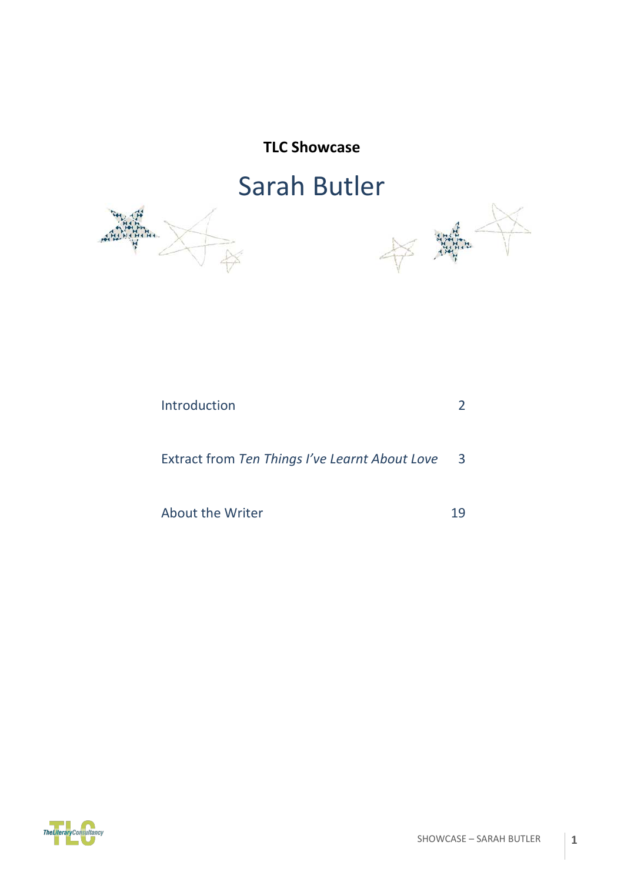**TLC Showcase**

# Sarah Butler

| | |
|---|---|
| Introduction | 2 |
| Extract from *Ten Things I've Learnt About Love* | 3 |
| About the Writer | 19 |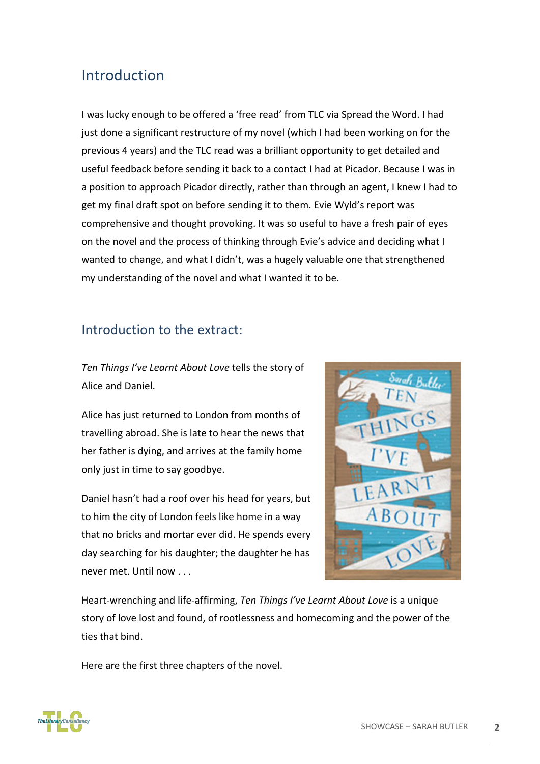## Introduction

I was lucky enough to be offered a 'free read' from TLC via Spread the Word. I had just done a significant restructure of my novel (which I had been working on for the previous 4 years) and the TLC read was a brilliant opportunity to get detailed and useful feedback before sending it back to a contact I had at Picador. Because I was in a position to approach Picador directly, rather than through an agent, I knew I had to get my final draft spot on before sending it to them. Evie Wyld's report was comprehensive and thought provoking. It was so useful to have a fresh pair of eyes on the novel and the process of thinking through Evie's advice and deciding what I wanted to change, and what I didn't, was a hugely valuable one that strengthened my understanding of the novel and what I wanted it to be.

## Introduction to the extract:

*Ten Things I've Learnt About Love* tells the story of Alice and Daniel.

Alice has just returned to London from months of travelling abroad. She is late to hear the news that her father is dying, and arrives at the family home only just in time to say goodbye.

Daniel hasn't had a roof over his head for years, but to him the city of London feels like home in a way that no bricks and mortar ever did. He spends every day searching for his daughter; the daughter he has never met. Until now . . .

Heart-wrenching and life-affirming, *Ten Things I've Learnt About Love* is a unique story of love lost and found, of rootlessness and homecoming and the power of the ties that bind.

Here are the first three chapters of the novel.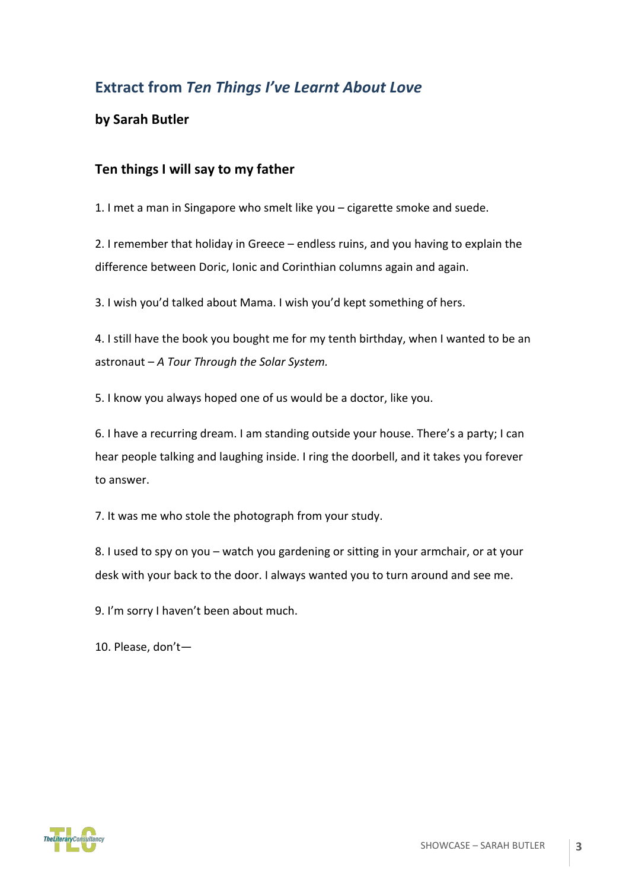## Extract from *Ten Things I've Learnt About Love*

**by Sarah Butler**

### Ten things I will say to my father

1. I met a man in Singapore who smelt like you – cigarette smoke and suede.

2. I remember that holiday in Greece – endless ruins, and you having to explain the difference between Doric, Ionic and Corinthian columns again and again.

3. I wish you'd talked about Mama. I wish you'd kept something of hers.

4. I still have the book you bought me for my tenth birthday, when I wanted to be an astronaut – *A Tour Through the Solar System.*

5. I know you always hoped one of us would be a doctor, like you.

6. I have a recurring dream. I am standing outside your house. There's a party; I can hear people talking and laughing inside. I ring the doorbell, and it takes you forever to answer.

7. It was me who stole the photograph from your study.

8. I used to spy on you – watch you gardening or sitting in your armchair, or at your desk with your back to the door. I always wanted you to turn around and see me.

9. I'm sorry I haven't been about much.

10. Please, don't—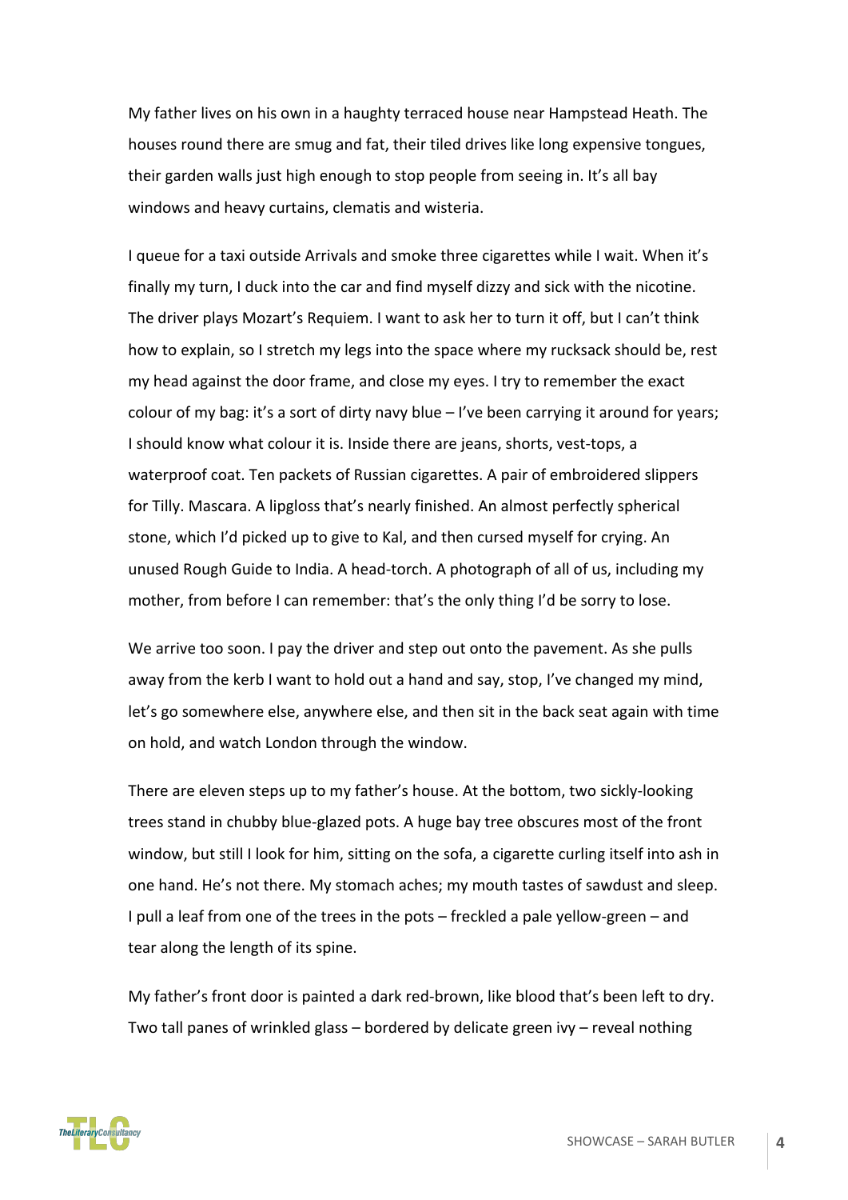My father lives on his own in a haughty terraced house near Hampstead Heath. The houses round there are smug and fat, their tiled drives like long expensive tongues, their garden walls just high enough to stop people from seeing in. It's all bay windows and heavy curtains, clematis and wisteria.

I queue for a taxi outside Arrivals and smoke three cigarettes while I wait. When it's finally my turn, I duck into the car and find myself dizzy and sick with the nicotine. The driver plays Mozart's Requiem. I want to ask her to turn it off, but I can't think how to explain, so I stretch my legs into the space where my rucksack should be, rest my head against the door frame, and close my eyes. I try to remember the exact colour of my bag: it's a sort of dirty navy blue – I've been carrying it around for years; I should know what colour it is. Inside there are jeans, shorts, vest-tops, a waterproof coat. Ten packets of Russian cigarettes. A pair of embroidered slippers for Tilly. Mascara. A lipgloss that's nearly finished. An almost perfectly spherical stone, which I'd picked up to give to Kal, and then cursed myself for crying. An unused Rough Guide to India. A head-torch. A photograph of all of us, including my mother, from before I can remember: that's the only thing I'd be sorry to lose.

We arrive too soon. I pay the driver and step out onto the pavement. As she pulls away from the kerb I want to hold out a hand and say, stop, I've changed my mind, let's go somewhere else, anywhere else, and then sit in the back seat again with time on hold, and watch London through the window.

There are eleven steps up to my father's house. At the bottom, two sickly-looking trees stand in chubby blue-glazed pots. A huge bay tree obscures most of the front window, but still I look for him, sitting on the sofa, a cigarette curling itself into ash in one hand. He's not there. My stomach aches; my mouth tastes of sawdust and sleep. I pull a leaf from one of the trees in the pots – freckled a pale yellow-green – and tear along the length of its spine.

My father's front door is painted a dark red-brown, like blood that's been left to dry. Two tall panes of wrinkled glass – bordered by delicate green ivy – reveal nothing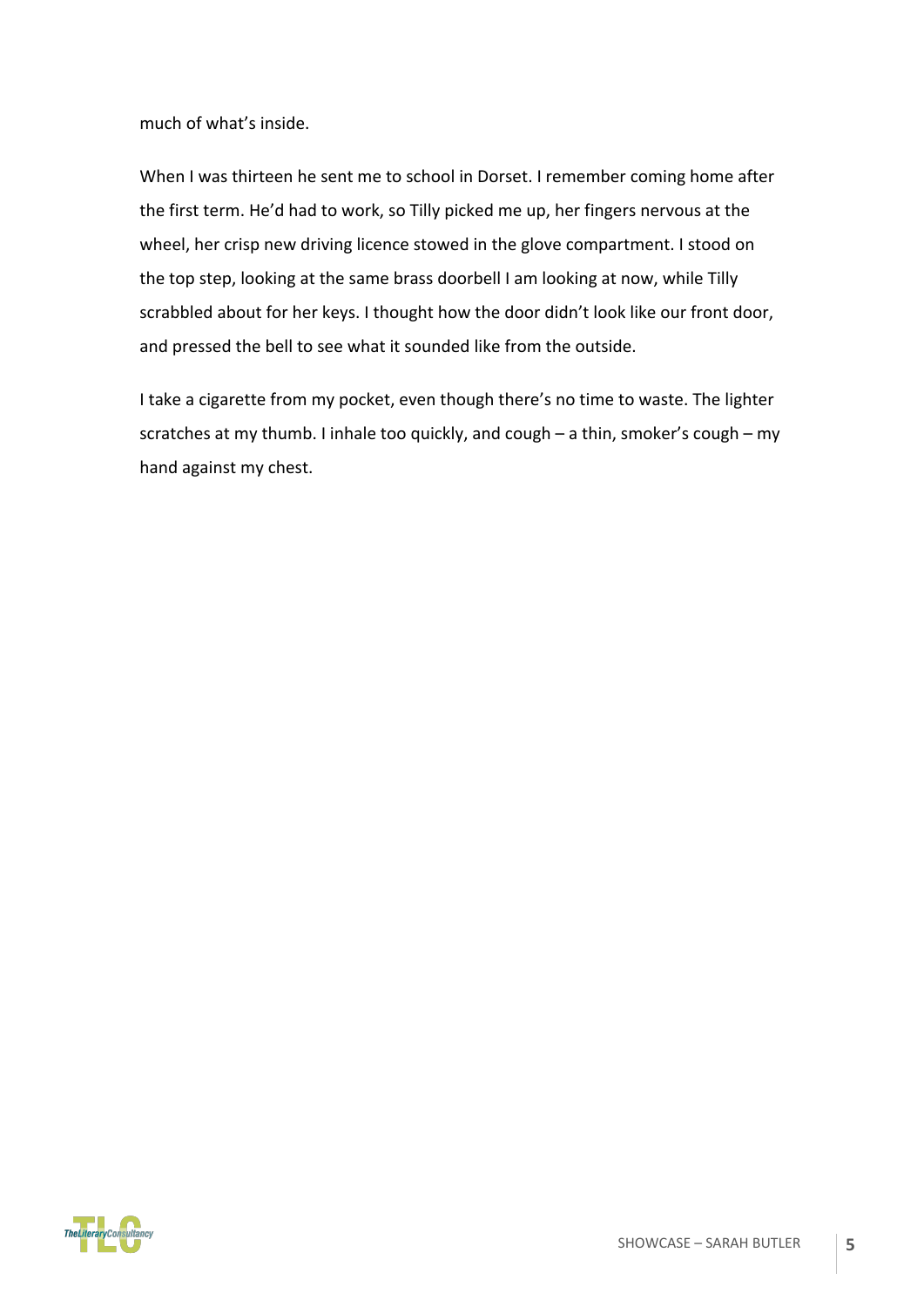much of what's inside.

When I was thirteen he sent me to school in Dorset. I remember coming home after the first term. He'd had to work, so Tilly picked me up, her fingers nervous at the wheel, her crisp new driving licence stowed in the glove compartment. I stood on the top step, looking at the same brass doorbell I am looking at now, while Tilly scrabbled about for her keys. I thought how the door didn't look like our front door, and pressed the bell to see what it sounded like from the outside.

I take a cigarette from my pocket, even though there's no time to waste. The lighter scratches at my thumb. I inhale too quickly, and cough – a thin, smoker's cough – my hand against my chest.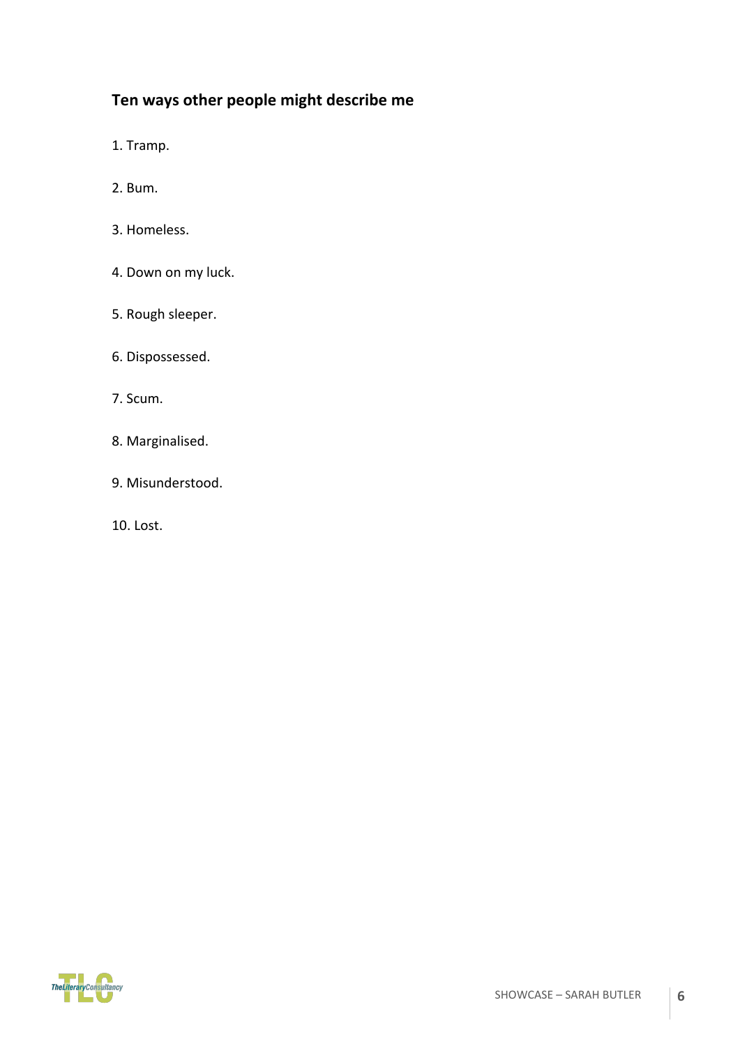## Ten ways other people might describe me

1. Tramp.

2. Bum.

3. Homeless.

4. Down on my luck.

5. Rough sleeper.

6. Dispossessed.

7. Scum.

8. Marginalised.

9. Misunderstood.

10. Lost.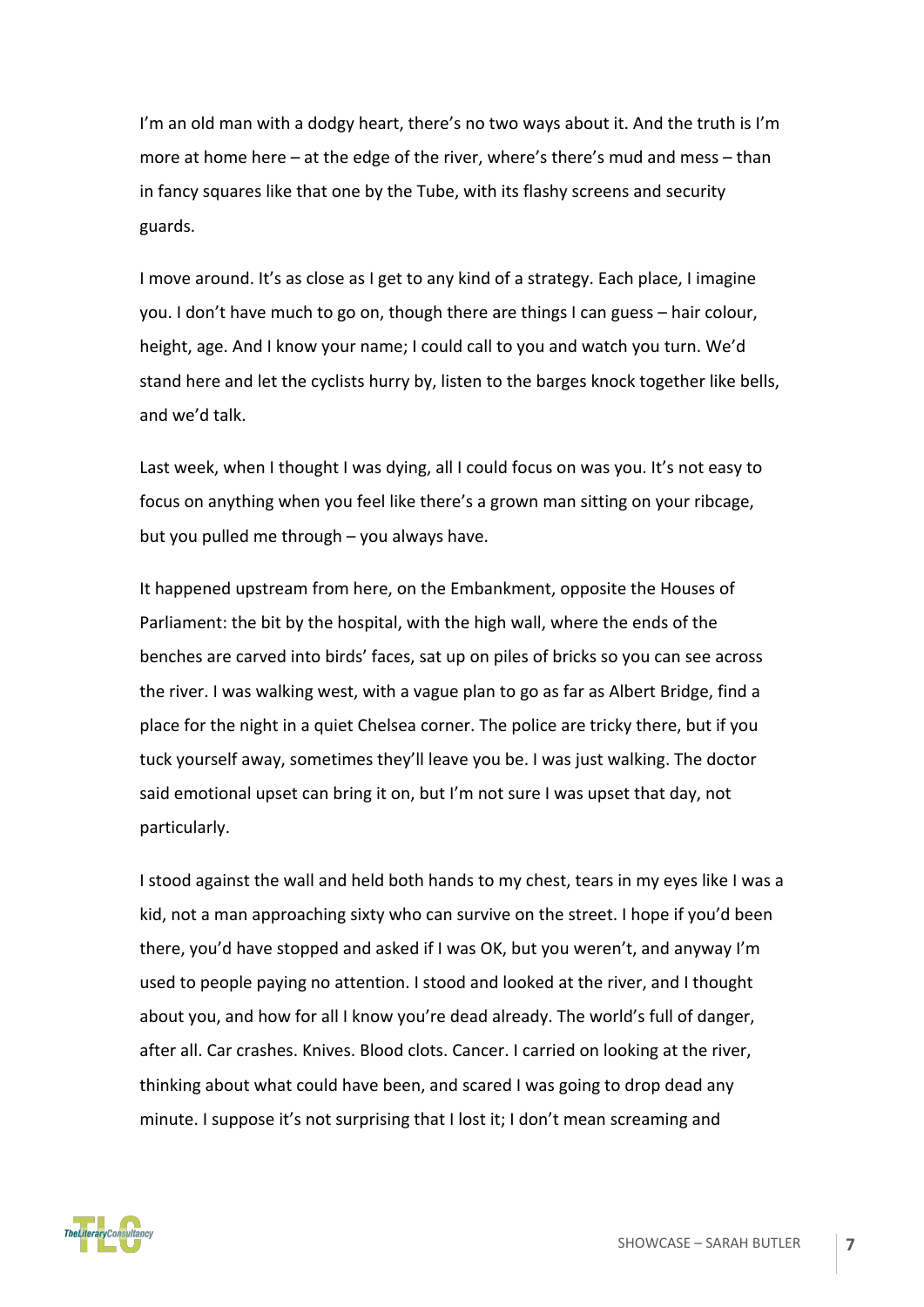I'm an old man with a dodgy heart, there's no two ways about it. And the truth is I'm more at home here – at the edge of the river, where's there's mud and mess – than in fancy squares like that one by the Tube, with its flashy screens and security guards.

I move around. It's as close as I get to any kind of a strategy. Each place, I imagine you. I don't have much to go on, though there are things I can guess – hair colour, height, age. And I know your name; I could call to you and watch you turn. We'd stand here and let the cyclists hurry by, listen to the barges knock together like bells, and we'd talk.

Last week, when I thought I was dying, all I could focus on was you. It's not easy to focus on anything when you feel like there's a grown man sitting on your ribcage, but you pulled me through – you always have.

It happened upstream from here, on the Embankment, opposite the Houses of Parliament: the bit by the hospital, with the high wall, where the ends of the benches are carved into birds' faces, sat up on piles of bricks so you can see across the river. I was walking west, with a vague plan to go as far as Albert Bridge, find a place for the night in a quiet Chelsea corner. The police are tricky there, but if you tuck yourself away, sometimes they'll leave you be. I was just walking. The doctor said emotional upset can bring it on, but I'm not sure I was upset that day, not particularly.

I stood against the wall and held both hands to my chest, tears in my eyes like I was a kid, not a man approaching sixty who can survive on the street. I hope if you'd been there, you'd have stopped and asked if I was OK, but you weren't, and anyway I'm used to people paying no attention. I stood and looked at the river, and I thought about you, and how for all I know you're dead already. The world's full of danger, after all. Car crashes. Knives. Blood clots. Cancer. I carried on looking at the river, thinking about what could have been, and scared I was going to drop dead any minute. I suppose it's not surprising that I lost it; I don't mean screaming and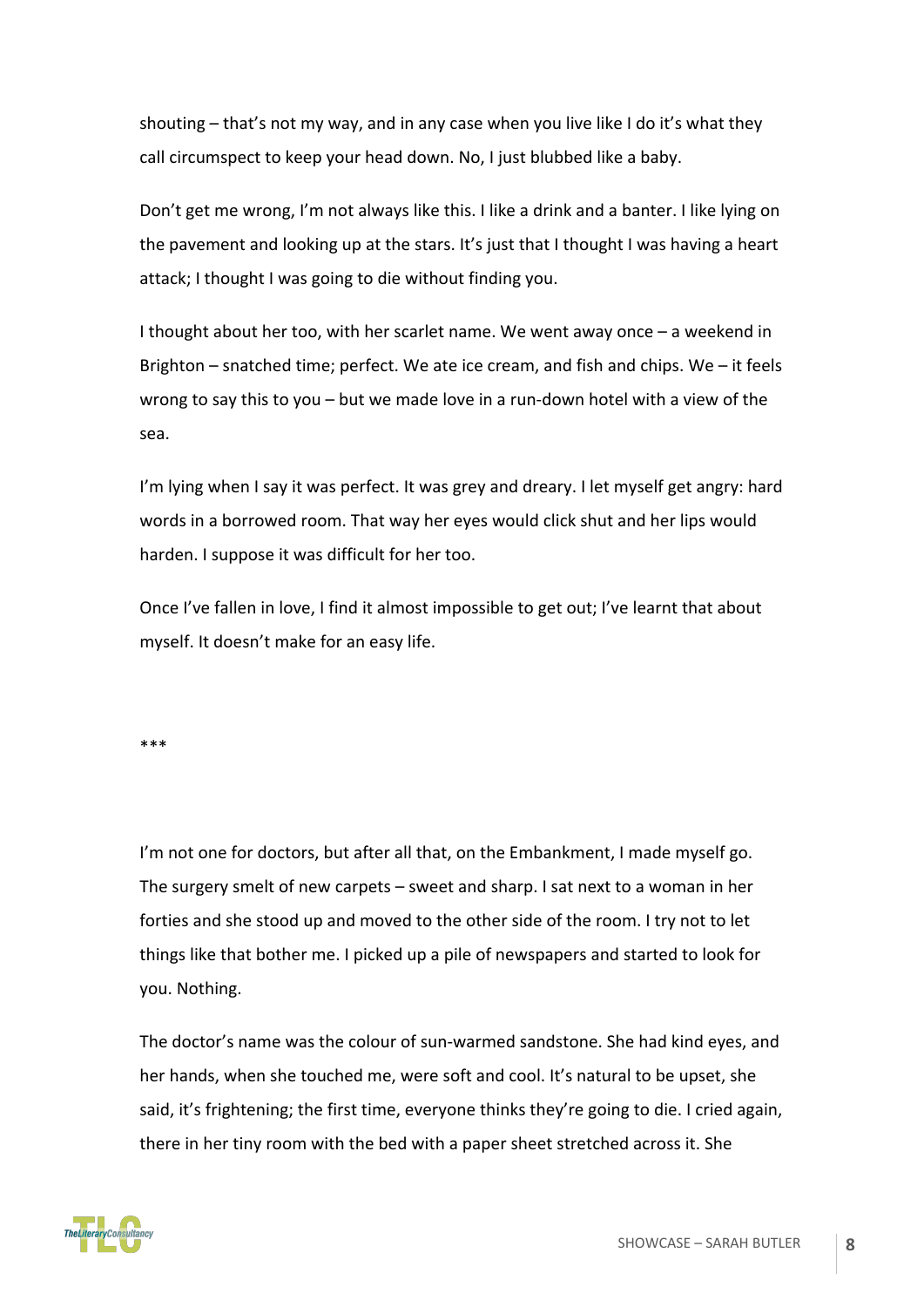shouting – that's not my way, and in any case when you live like I do it's what they call circumspect to keep your head down. No, I just blubbed like a baby.

Don't get me wrong, I'm not always like this. I like a drink and a banter. I like lying on the pavement and looking up at the stars. It's just that I thought I was having a heart attack; I thought I was going to die without finding you.

I thought about her too, with her scarlet name. We went away once – a weekend in Brighton – snatched time; perfect. We ate ice cream, and fish and chips. We – it feels wrong to say this to you – but we made love in a run-down hotel with a view of the sea.

I'm lying when I say it was perfect. It was grey and dreary. I let myself get angry: hard words in a borrowed room. That way her eyes would click shut and her lips would harden. I suppose it was difficult for her too.

Once I've fallen in love, I find it almost impossible to get out; I've learnt that about myself. It doesn't make for an easy life.

***

I'm not one for doctors, but after all that, on the Embankment, I made myself go. The surgery smelt of new carpets – sweet and sharp. I sat next to a woman in her forties and she stood up and moved to the other side of the room. I try not to let things like that bother me. I picked up a pile of newspapers and started to look for you. Nothing.

The doctor's name was the colour of sun-warmed sandstone. She had kind eyes, and her hands, when she touched me, were soft and cool. It's natural to be upset, she said, it's frightening; the first time, everyone thinks they're going to die. I cried again, there in her tiny room with the bed with a paper sheet stretched across it. She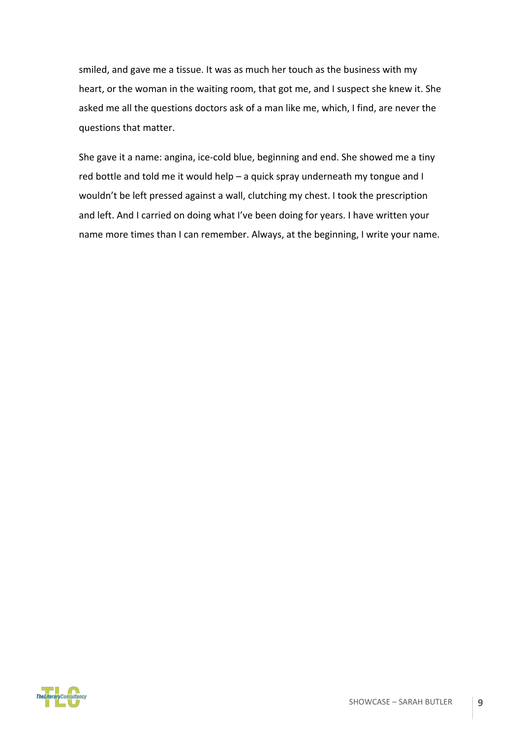smiled, and gave me a tissue. It was as much her touch as the business with my heart, or the woman in the waiting room, that got me, and I suspect she knew it. She asked me all the questions doctors ask of a man like me, which, I find, are never the questions that matter.

She gave it a name: angina, ice-cold blue, beginning and end. She showed me a tiny red bottle and told me it would help – a quick spray underneath my tongue and I wouldn't be left pressed against a wall, clutching my chest. I took the prescription and left. And I carried on doing what I've been doing for years. I have written your name more times than I can remember. Always, at the beginning, I write your name.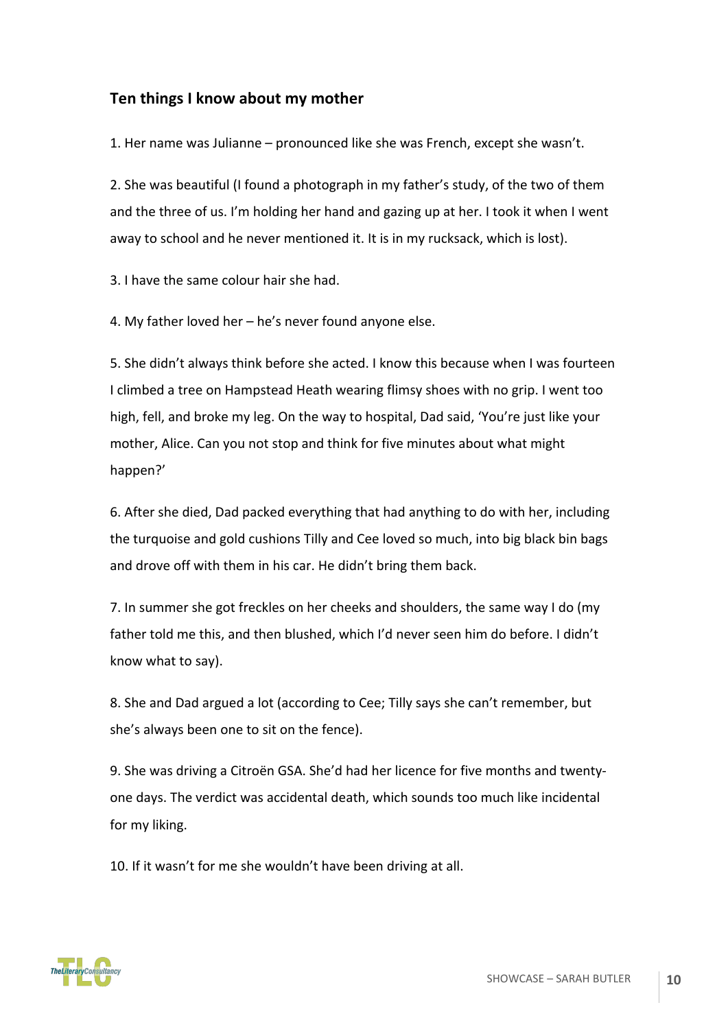## Ten things I know about my mother

1. Her name was Julianne – pronounced like she was French, except she wasn't.

2. She was beautiful (I found a photograph in my father's study, of the two of them and the three of us. I'm holding her hand and gazing up at her. I took it when I went away to school and he never mentioned it. It is in my rucksack, which is lost).

3. I have the same colour hair she had.

4. My father loved her – he's never found anyone else.

5. She didn't always think before she acted. I know this because when I was fourteen I climbed a tree on Hampstead Heath wearing flimsy shoes with no grip. I went too high, fell, and broke my leg. On the way to hospital, Dad said, 'You're just like your mother, Alice. Can you not stop and think for five minutes about what might happen?'

6. After she died, Dad packed everything that had anything to do with her, including the turquoise and gold cushions Tilly and Cee loved so much, into big black bin bags and drove off with them in his car. He didn't bring them back.

7. In summer she got freckles on her cheeks and shoulders, the same way I do (my father told me this, and then blushed, which I'd never seen him do before. I didn't know what to say).

8. She and Dad argued a lot (according to Cee; Tilly says she can't remember, but she's always been one to sit on the fence).

9. She was driving a Citroën GSA. She'd had her licence for five months and twenty-one days. The verdict was accidental death, which sounds too much like incidental for my liking.

10. If it wasn't for me she wouldn't have been driving at all.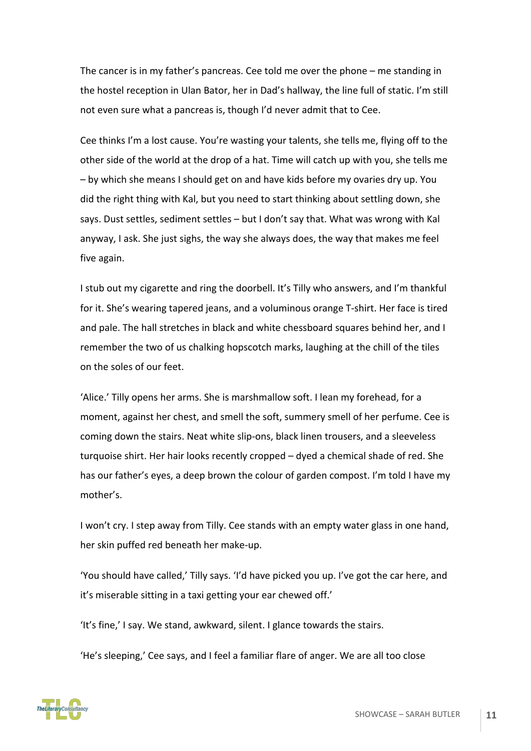The cancer is in my father's pancreas. Cee told me over the phone – me standing in the hostel reception in Ulan Bator, her in Dad's hallway, the line full of static. I'm still not even sure what a pancreas is, though I'd never admit that to Cee.

Cee thinks I'm a lost cause. You're wasting your talents, she tells me, flying off to the other side of the world at the drop of a hat. Time will catch up with you, she tells me – by which she means I should get on and have kids before my ovaries dry up. You did the right thing with Kal, but you need to start thinking about settling down, she says. Dust settles, sediment settles – but I don't say that. What was wrong with Kal anyway, I ask. She just sighs, the way she always does, the way that makes me feel five again.

I stub out my cigarette and ring the doorbell. It's Tilly who answers, and I'm thankful for it. She's wearing tapered jeans, and a voluminous orange T-shirt. Her face is tired and pale. The hall stretches in black and white chessboard squares behind her, and I remember the two of us chalking hopscotch marks, laughing at the chill of the tiles on the soles of our feet.

'Alice.' Tilly opens her arms. She is marshmallow soft. I lean my forehead, for a moment, against her chest, and smell the soft, summery smell of her perfume. Cee is coming down the stairs. Neat white slip-ons, black linen trousers, and a sleeveless turquoise shirt. Her hair looks recently cropped – dyed a chemical shade of red. She has our father's eyes, a deep brown the colour of garden compost. I'm told I have my mother's.

I won't cry. I step away from Tilly. Cee stands with an empty water glass in one hand, her skin puffed red beneath her make-up.

'You should have called,' Tilly says. 'I'd have picked you up. I've got the car here, and it's miserable sitting in a taxi getting your ear chewed off.'

'It's fine,' I say. We stand, awkward, silent. I glance towards the stairs.

'He's sleeping,' Cee says, and I feel a familiar flare of anger. We are all too close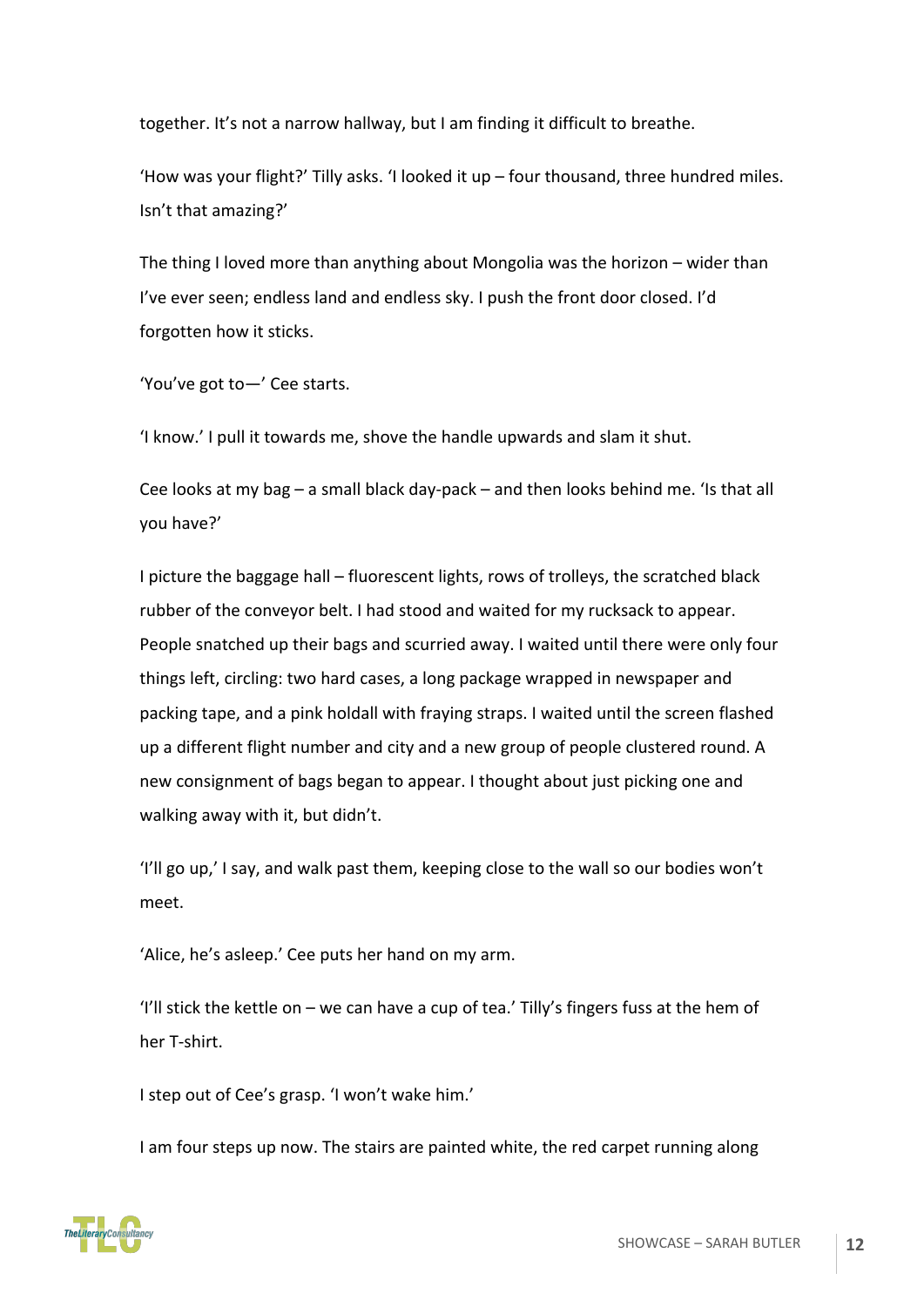together. It's not a narrow hallway, but I am finding it difficult to breathe.

'How was your flight?' Tilly asks. 'I looked it up – four thousand, three hundred miles. Isn't that amazing?'

The thing I loved more than anything about Mongolia was the horizon – wider than I've ever seen; endless land and endless sky. I push the front door closed. I'd forgotten how it sticks.

'You've got to—' Cee starts.

'I know.' I pull it towards me, shove the handle upwards and slam it shut.

Cee looks at my bag – a small black day-pack – and then looks behind me. 'Is that all you have?'

I picture the baggage hall – fluorescent lights, rows of trolleys, the scratched black rubber of the conveyor belt. I had stood and waited for my rucksack to appear. People snatched up their bags and scurried away. I waited until there were only four things left, circling: two hard cases, a long package wrapped in newspaper and packing tape, and a pink holdall with fraying straps. I waited until the screen flashed up a different flight number and city and a new group of people clustered round. A new consignment of bags began to appear. I thought about just picking one and walking away with it, but didn't.

'I'll go up,' I say, and walk past them, keeping close to the wall so our bodies won't meet.

'Alice, he's asleep.' Cee puts her hand on my arm.

'I'll stick the kettle on – we can have a cup of tea.' Tilly's fingers fuss at the hem of her T-shirt.

I step out of Cee's grasp. 'I won't wake him.'

I am four steps up now. The stairs are painted white, the red carpet running along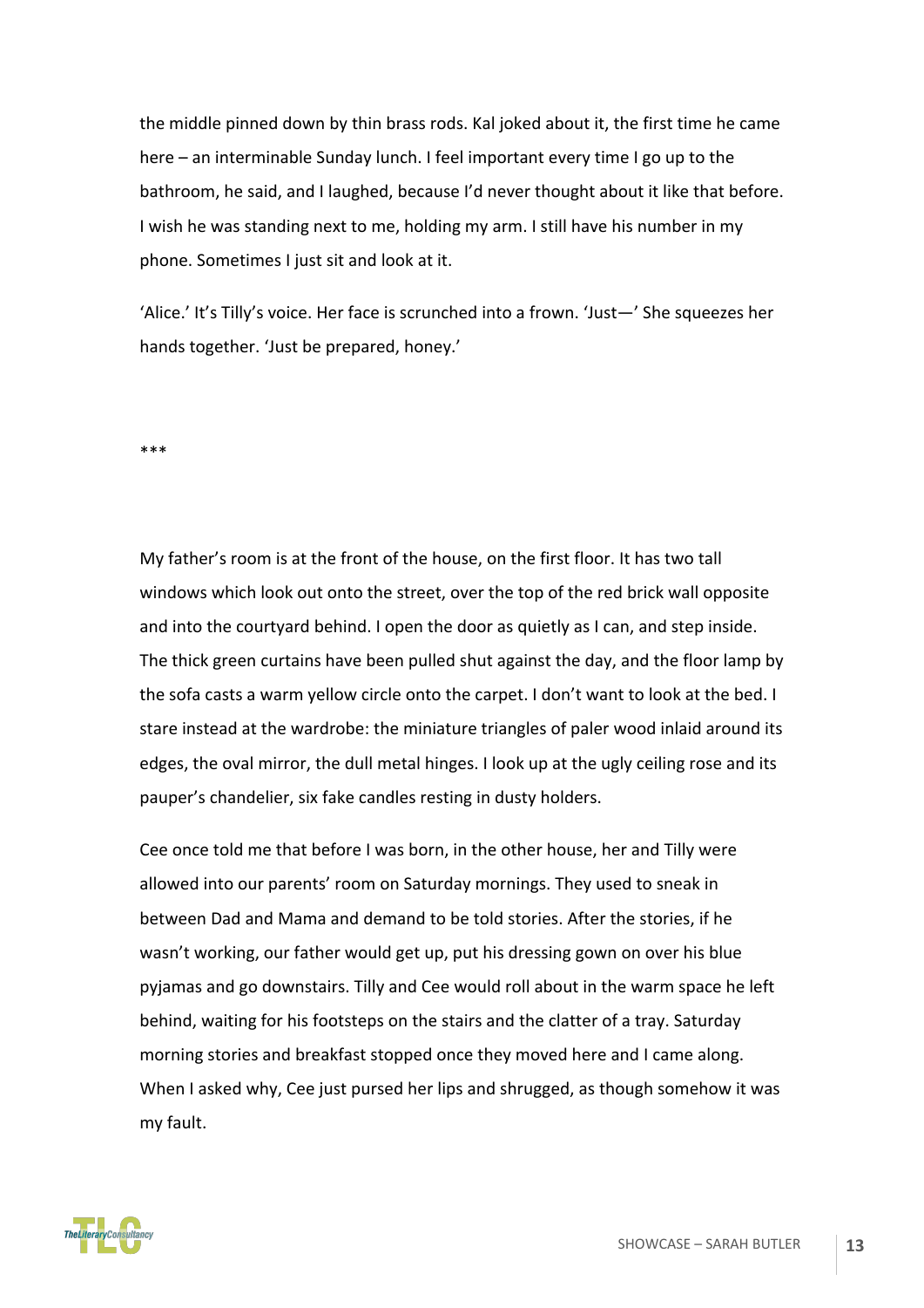the middle pinned down by thin brass rods. Kal joked about it, the first time he came here – an interminable Sunday lunch. I feel important every time I go up to the bathroom, he said, and I laughed, because I'd never thought about it like that before. I wish he was standing next to me, holding my arm. I still have his number in my phone. Sometimes I just sit and look at it.

'Alice.' It's Tilly's voice. Her face is scrunched into a frown. 'Just—' She squeezes her hands together. 'Just be prepared, honey.'

***

My father's room is at the front of the house, on the first floor. It has two tall windows which look out onto the street, over the top of the red brick wall opposite and into the courtyard behind. I open the door as quietly as I can, and step inside. The thick green curtains have been pulled shut against the day, and the floor lamp by the sofa casts a warm yellow circle onto the carpet. I don't want to look at the bed. I stare instead at the wardrobe: the miniature triangles of paler wood inlaid around its edges, the oval mirror, the dull metal hinges. I look up at the ugly ceiling rose and its pauper's chandelier, six fake candles resting in dusty holders.

Cee once told me that before I was born, in the other house, her and Tilly were allowed into our parents' room on Saturday mornings. They used to sneak in between Dad and Mama and demand to be told stories. After the stories, if he wasn't working, our father would get up, put his dressing gown on over his blue pyjamas and go downstairs. Tilly and Cee would roll about in the warm space he left behind, waiting for his footsteps on the stairs and the clatter of a tray. Saturday morning stories and breakfast stopped once they moved here and I came along. When I asked why, Cee just pursed her lips and shrugged, as though somehow it was my fault.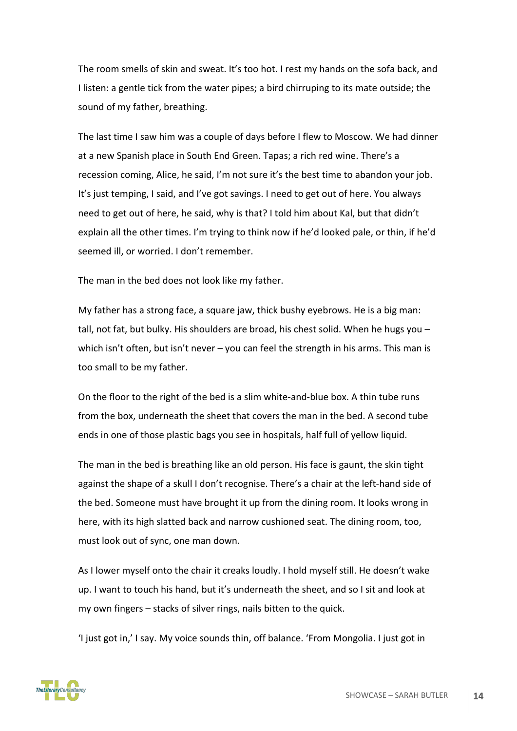The room smells of skin and sweat. It's too hot. I rest my hands on the sofa back, and I listen: a gentle tick from the water pipes; a bird chirruping to its mate outside; the sound of my father, breathing.

The last time I saw him was a couple of days before I flew to Moscow. We had dinner at a new Spanish place in South End Green. Tapas; a rich red wine. There's a recession coming, Alice, he said, I'm not sure it's the best time to abandon your job. It's just temping, I said, and I've got savings. I need to get out of here. You always need to get out of here, he said, why is that? I told him about Kal, but that didn't explain all the other times. I'm trying to think now if he'd looked pale, or thin, if he'd seemed ill, or worried. I don't remember.

The man in the bed does not look like my father.

My father has a strong face, a square jaw, thick bushy eyebrows. He is a big man: tall, not fat, but bulky. His shoulders are broad, his chest solid. When he hugs you – which isn't often, but isn't never – you can feel the strength in his arms. This man is too small to be my father.

On the floor to the right of the bed is a slim white-and-blue box. A thin tube runs from the box, underneath the sheet that covers the man in the bed. A second tube ends in one of those plastic bags you see in hospitals, half full of yellow liquid.

The man in the bed is breathing like an old person. His face is gaunt, the skin tight against the shape of a skull I don't recognise. There's a chair at the left-hand side of the bed. Someone must have brought it up from the dining room. It looks wrong in here, with its high slatted back and narrow cushioned seat. The dining room, too, must look out of sync, one man down.

As I lower myself onto the chair it creaks loudly. I hold myself still. He doesn't wake up. I want to touch his hand, but it's underneath the sheet, and so I sit and look at my own fingers – stacks of silver rings, nails bitten to the quick.

'I just got in,' I say. My voice sounds thin, off balance. 'From Mongolia. I just got in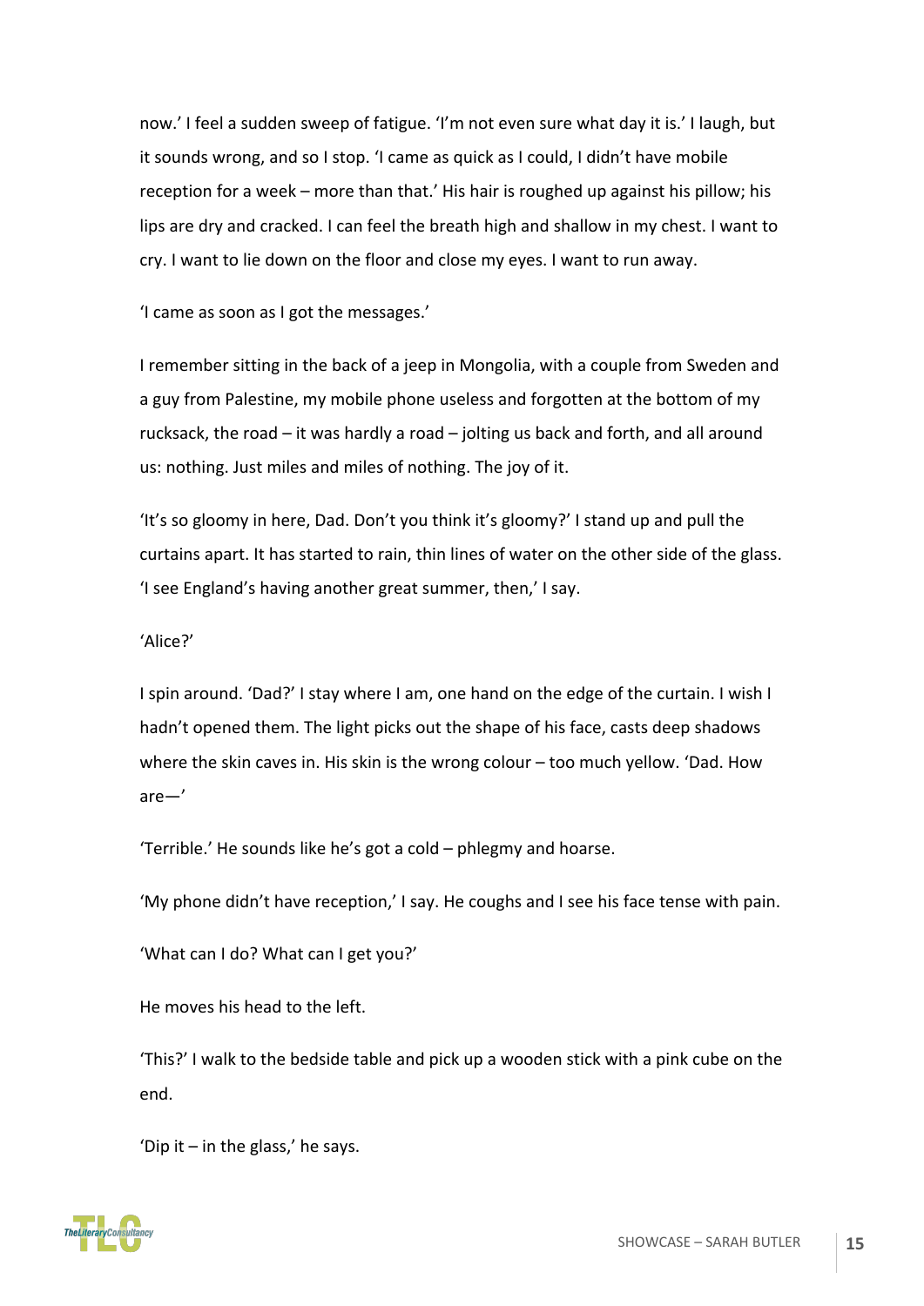now.' I feel a sudden sweep of fatigue. 'I'm not even sure what day it is.' I laugh, but it sounds wrong, and so I stop. 'I came as quick as I could, I didn't have mobile reception for a week – more than that.' His hair is roughed up against his pillow; his lips are dry and cracked. I can feel the breath high and shallow in my chest. I want to cry. I want to lie down on the floor and close my eyes. I want to run away.

'I came as soon as I got the messages.'

I remember sitting in the back of a jeep in Mongolia, with a couple from Sweden and a guy from Palestine, my mobile phone useless and forgotten at the bottom of my rucksack, the road – it was hardly a road – jolting us back and forth, and all around us: nothing. Just miles and miles of nothing. The joy of it.

'It's so gloomy in here, Dad. Don't you think it's gloomy?' I stand up and pull the curtains apart. It has started to rain, thin lines of water on the other side of the glass. 'I see England's having another great summer, then,' I say.

'Alice?'

I spin around. 'Dad?' I stay where I am, one hand on the edge of the curtain. I wish I hadn't opened them. The light picks out the shape of his face, casts deep shadows where the skin caves in. His skin is the wrong colour – too much yellow. 'Dad. How are—'

'Terrible.' He sounds like he's got a cold – phlegmy and hoarse.

'My phone didn't have reception,' I say. He coughs and I see his face tense with pain.

'What can I do? What can I get you?'

He moves his head to the left.

'This?' I walk to the bedside table and pick up a wooden stick with a pink cube on the end.

'Dip it – in the glass,' he says.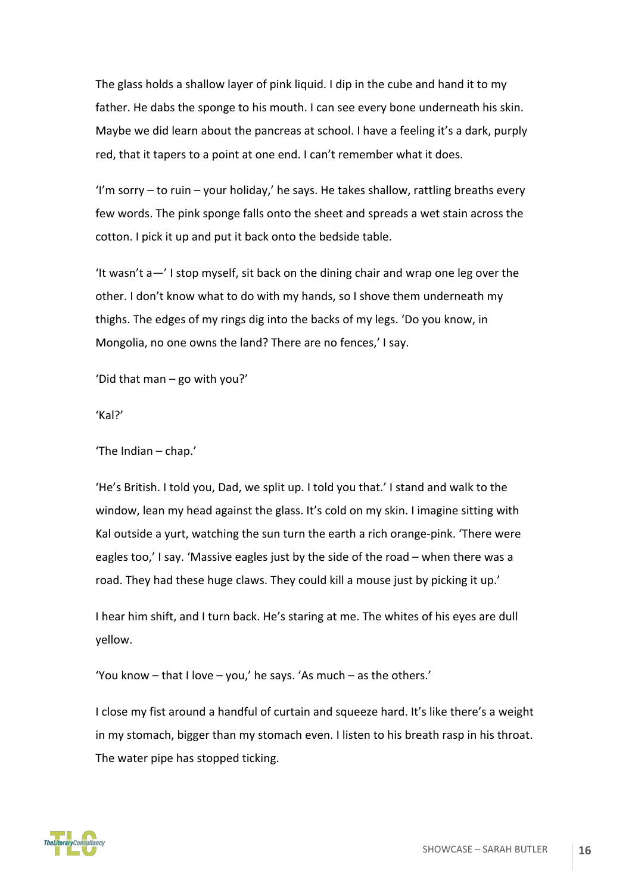The glass holds a shallow layer of pink liquid. I dip in the cube and hand it to my father. He dabs the sponge to his mouth. I can see every bone underneath his skin. Maybe we did learn about the pancreas at school. I have a feeling it's a dark, purply red, that it tapers to a point at one end. I can't remember what it does.

'I'm sorry – to ruin – your holiday,' he says. He takes shallow, rattling breaths every few words. The pink sponge falls onto the sheet and spreads a wet stain across the cotton. I pick it up and put it back onto the bedside table.

'It wasn't a—' I stop myself, sit back on the dining chair and wrap one leg over the other. I don't know what to do with my hands, so I shove them underneath my thighs. The edges of my rings dig into the backs of my legs. 'Do you know, in Mongolia, no one owns the land? There are no fences,' I say.

'Did that man – go with you?'

'Kal?'

'The Indian – chap.'

'He's British. I told you, Dad, we split up. I told you that.' I stand and walk to the window, lean my head against the glass. It's cold on my skin. I imagine sitting with Kal outside a yurt, watching the sun turn the earth a rich orange-pink. 'There were eagles too,' I say. 'Massive eagles just by the side of the road – when there was a road. They had these huge claws. They could kill a mouse just by picking it up.'

I hear him shift, and I turn back. He's staring at me. The whites of his eyes are dull yellow.

'You know – that I love – you,' he says. 'As much – as the others.'

I close my fist around a handful of curtain and squeeze hard. It's like there's a weight in my stomach, bigger than my stomach even. I listen to his breath rasp in his throat. The water pipe has stopped ticking.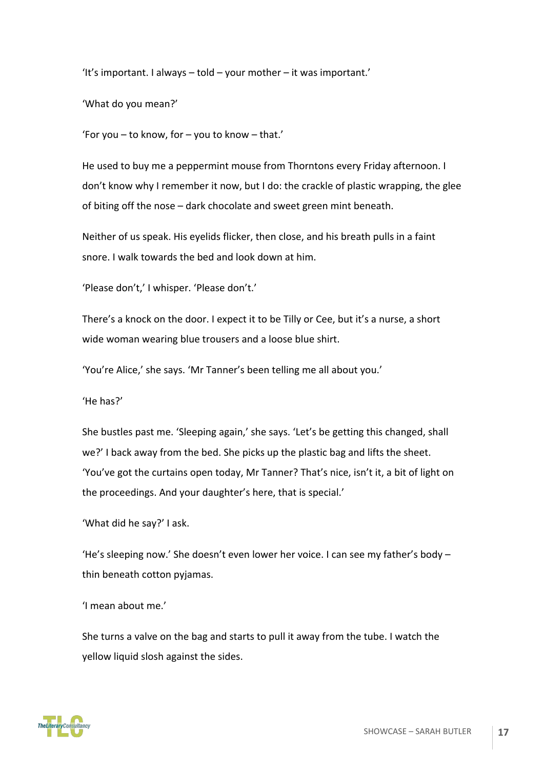'It's important. I always – told – your mother – it was important.'

'What do you mean?'

'For you – to know, for – you to know – that.'

He used to buy me a peppermint mouse from Thorntons every Friday afternoon. I don't know why I remember it now, but I do: the crackle of plastic wrapping, the glee of biting off the nose – dark chocolate and sweet green mint beneath.

Neither of us speak. His eyelids flicker, then close, and his breath pulls in a faint snore. I walk towards the bed and look down at him.

'Please don't,' I whisper. 'Please don't.'

There's a knock on the door. I expect it to be Tilly or Cee, but it's a nurse, a short wide woman wearing blue trousers and a loose blue shirt.

'You're Alice,' she says. 'Mr Tanner's been telling me all about you.'

'He has?'

She bustles past me. 'Sleeping again,' she says. 'Let's be getting this changed, shall we?' I back away from the bed. She picks up the plastic bag and lifts the sheet. 'You've got the curtains open today, Mr Tanner? That's nice, isn't it, a bit of light on the proceedings. And your daughter's here, that is special.'

'What did he say?' I ask.

'He's sleeping now.' She doesn't even lower her voice. I can see my father's body – thin beneath cotton pyjamas.

'I mean about me.'

She turns a valve on the bag and starts to pull it away from the tube. I watch the yellow liquid slosh against the sides.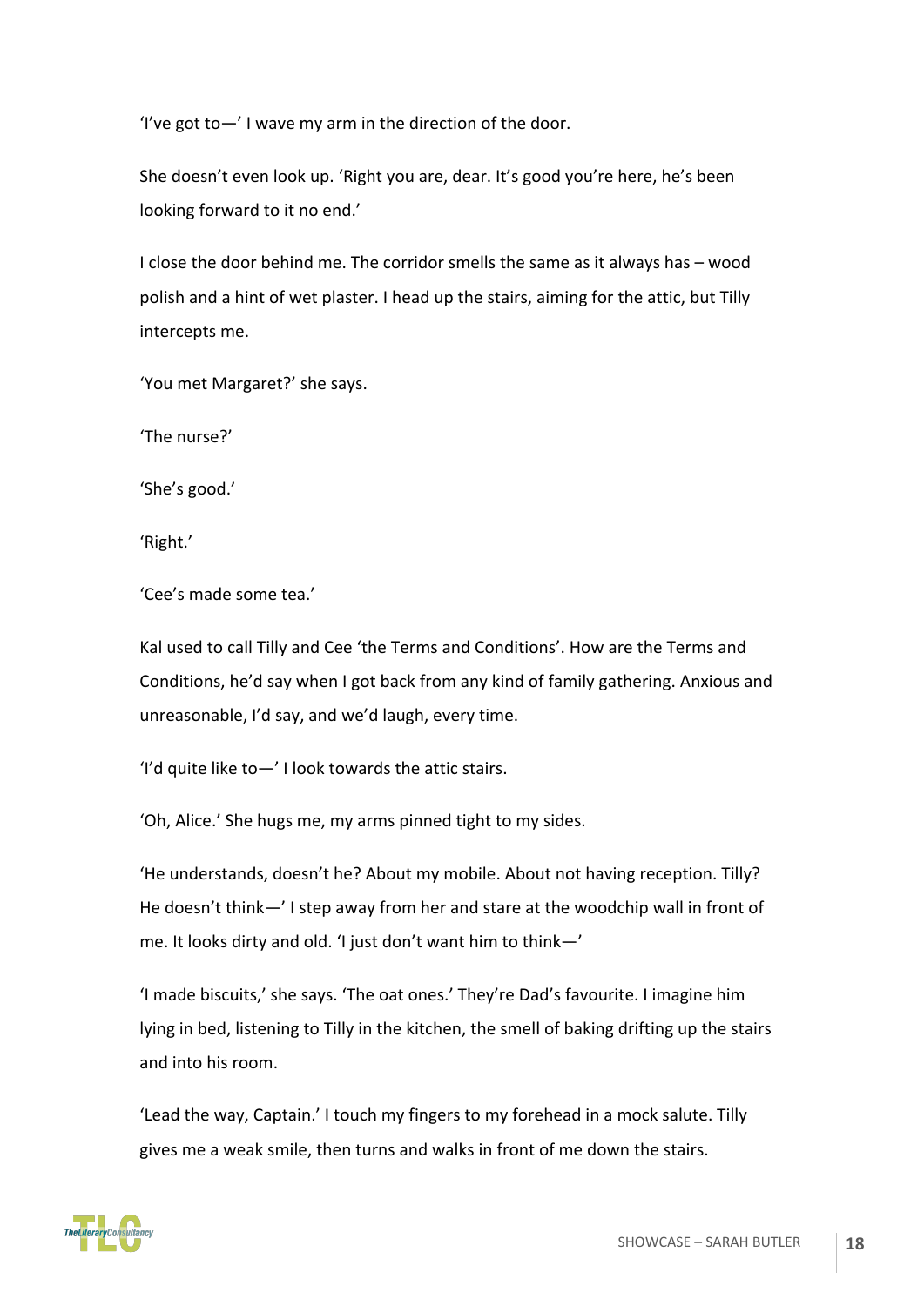'I've got to—' I wave my arm in the direction of the door.

She doesn't even look up. 'Right you are, dear. It's good you're here, he's been looking forward to it no end.'

I close the door behind me. The corridor smells the same as it always has – wood polish and a hint of wet plaster. I head up the stairs, aiming for the attic, but Tilly intercepts me.

'You met Margaret?' she says.

'The nurse?'

'She's good.'

'Right.'

'Cee's made some tea.'

Kal used to call Tilly and Cee 'the Terms and Conditions'. How are the Terms and Conditions, he'd say when I got back from any kind of family gathering. Anxious and unreasonable, I'd say, and we'd laugh, every time.

'I'd quite like to—' I look towards the attic stairs.

'Oh, Alice.' She hugs me, my arms pinned tight to my sides.

'He understands, doesn't he? About my mobile. About not having reception. Tilly? He doesn't think—' I step away from her and stare at the woodchip wall in front of me. It looks dirty and old. 'I just don't want him to think—'

'I made biscuits,' she says. 'The oat ones.' They're Dad's favourite. I imagine him lying in bed, listening to Tilly in the kitchen, the smell of baking drifting up the stairs and into his room.

'Lead the way, Captain.' I touch my fingers to my forehead in a mock salute. Tilly gives me a weak smile, then turns and walks in front of me down the stairs.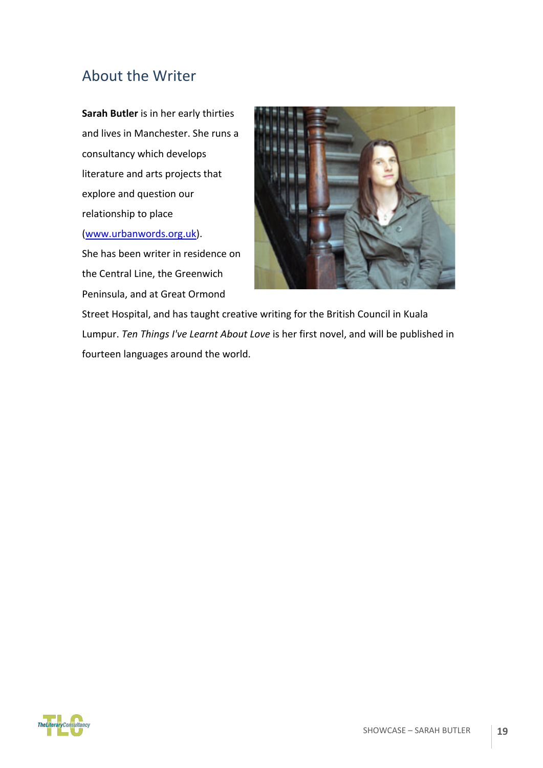## About the Writer

**Sarah Butler** is in her early thirties and lives in Manchester. She runs a consultancy which develops literature and arts projects that explore and question our relationship to place (www.urbanwords.org.uk). She has been writer in residence on the Central Line, the Greenwich Peninsula, and at Great Ormond Street Hospital, and has taught creative writing for the British Council in Kuala Lumpur. *Ten Things I've Learnt About Love* is her first novel, and will be published in fourteen languages around the world.